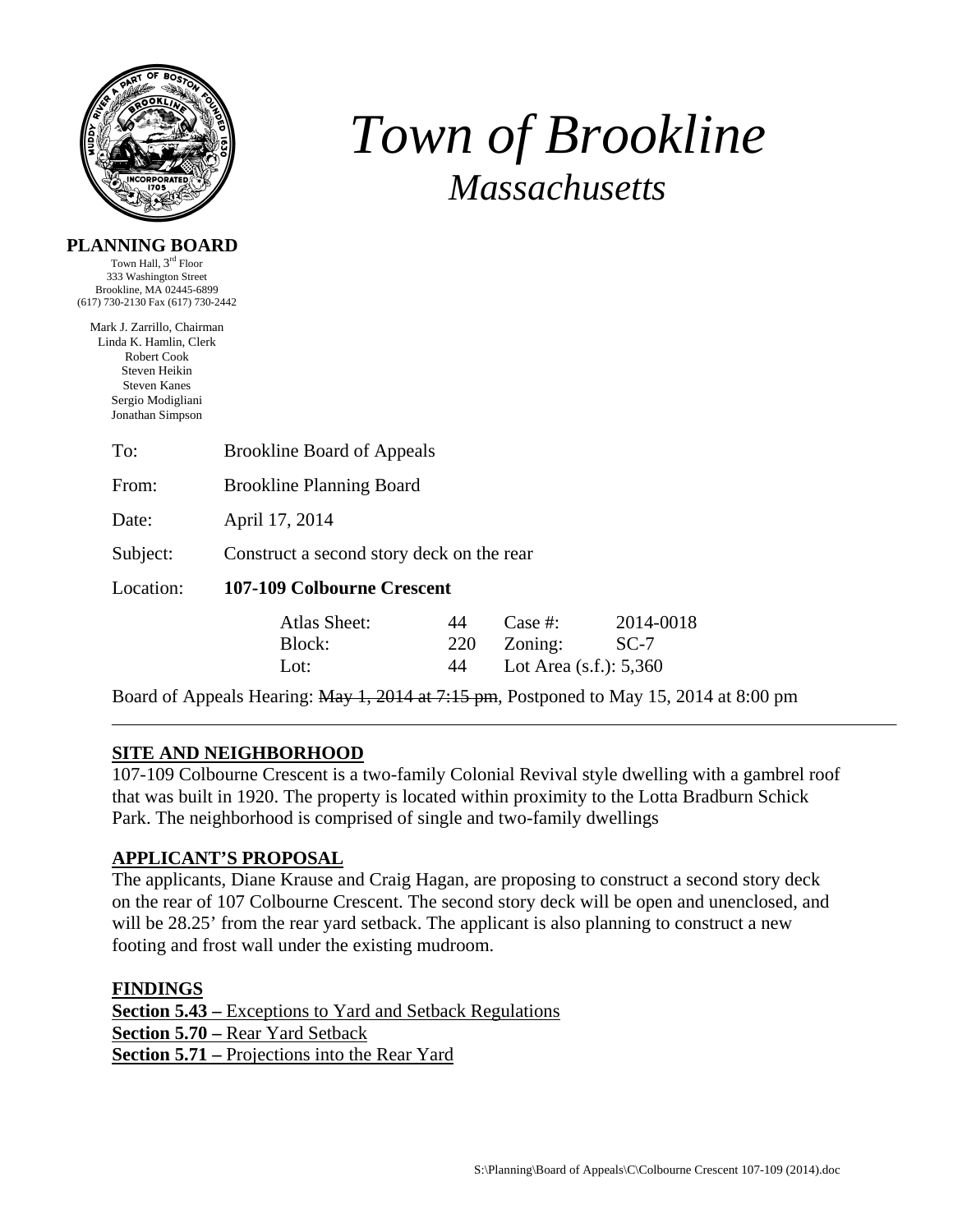# *Town of Brookline*

## *Massachusetts*

**PLANNING BOARD**

Town Hall, 3rd Floor
333 Washington Street
Brookline, MA 02445-6899
(617) 730-2130 Fax (617) 730-2442

Mark J. Zarrillo, Chairman
Linda K. Hamlin, Clerk
Robert Cook
Steven Heikin
Steven Kanes
Sergio Modigliani
Jonathan Simpson

To: Brookline Board of Appeals

From: Brookline Planning Board

Date: April 17, 2014

Subject: Construct a second story deck on the rear

Location: **107-109 Colbourne Crescent**

| | | | |
|---|---|---|---|
| Atlas Sheet: | 44 | Case #: | 2014-0018 |
| Block: | 220 | Zoning: | SC-7 |
| Lot: | 44 | Lot Area (s.f.): 5,360 | |

Board of Appeals Hearing: ~~May 1, 2014 at 7:15 pm~~, Postponed to May 15, 2014 at 8:00 pm

---

**SITE AND NEIGHBORHOOD**

107-109 Colbourne Crescent is a two-family Colonial Revival style dwelling with a gambrel roof that was built in 1920. The property is located within proximity to the Lotta Bradburn Schick Park. The neighborhood is comprised of single and two-family dwellings

**APPLICANT'S PROPOSAL**

The applicants, Diane Krause and Craig Hagan, are proposing to construct a second story deck on the rear of 107 Colbourne Crescent. The second story deck will be open and unenclosed, and will be 28.25' from the rear yard setback. The applicant is also planning to construct a new footing and frost wall under the existing mudroom.

**FINDINGS**

**Section 5.43 –** Exceptions to Yard and Setback Regulations
**Section 5.70 –** Rear Yard Setback
**Section 5.71 –** Projections into the Rear Yard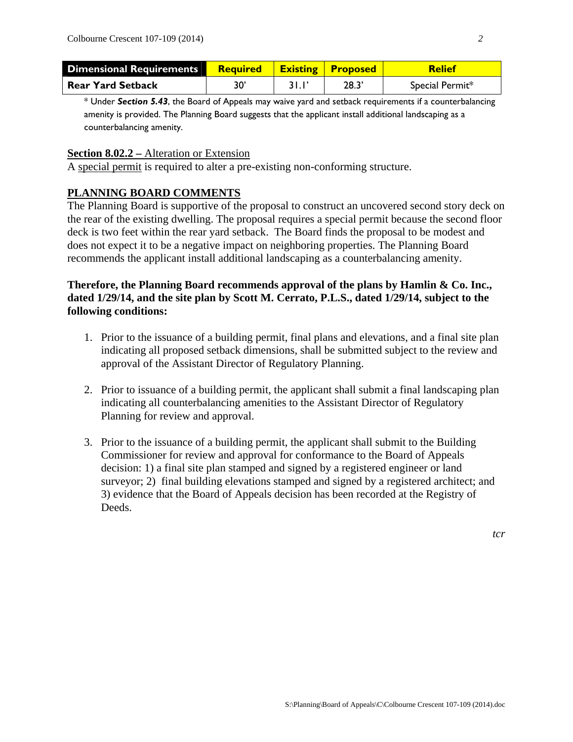| Dimensional Requirements | Required | Existing | Proposed | Relief |
| --- | --- | --- | --- | --- |
| Rear Yard Setback | 30' | 31.1' | 28.3' | Special Permit* |

* Under ***Section 5.43***, the Board of Appeals may waive yard and setback requirements if a counterbalancing amenity is provided. The Planning Board suggests that the applicant install additional landscaping as a counterbalancing amenity.

**Section 8.02.2 –** Alteration or Extension
A special permit is required to alter a pre-existing non-conforming structure.

## PLANNING BOARD COMMENTS

The Planning Board is supportive of the proposal to construct an uncovered second story deck on the rear of the existing dwelling. The proposal requires a special permit because the second floor deck is two feet within the rear yard setback. The Board finds the proposal to be modest and does not expect it to be a negative impact on neighboring properties. The Planning Board recommends the applicant install additional landscaping as a counterbalancing amenity.

**Therefore, the Planning Board recommends approval of the plans by Hamlin & Co. Inc., dated 1/29/14, and the site plan by Scott M. Cerrato, P.L.S., dated 1/29/14, subject to the following conditions:**

1. Prior to the issuance of a building permit, final plans and elevations, and a final site plan indicating all proposed setback dimensions, shall be submitted subject to the review and approval of the Assistant Director of Regulatory Planning.

2. Prior to issuance of a building permit, the applicant shall submit a final landscaping plan indicating all counterbalancing amenities to the Assistant Director of Regulatory Planning for review and approval.

3. Prior to the issuance of a building permit, the applicant shall submit to the Building Commissioner for review and approval for conformance to the Board of Appeals decision: 1) a final site plan stamped and signed by a registered engineer or land surveyor; 2) final building elevations stamped and signed by a registered architect; and 3) evidence that the Board of Appeals decision has been recorded at the Registry of Deeds.

*tcr*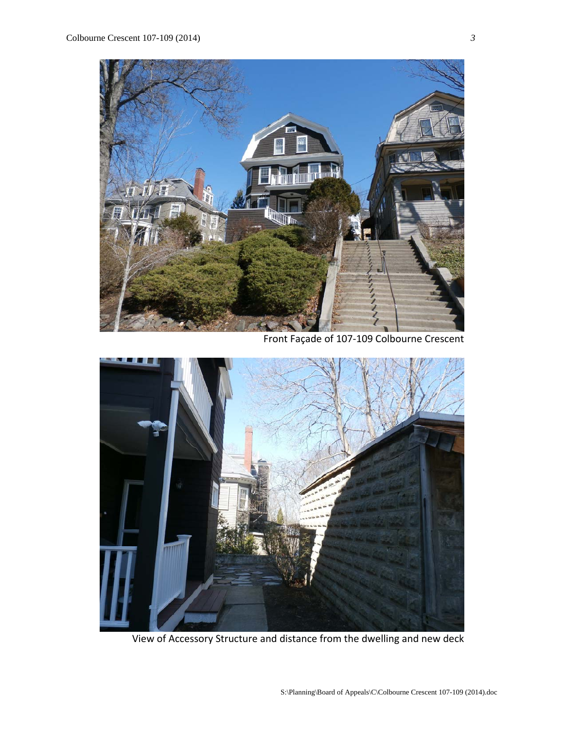Front Façade of 107-109 Colbourne Crescent

View of Accessory Structure and distance from the dwelling and new deck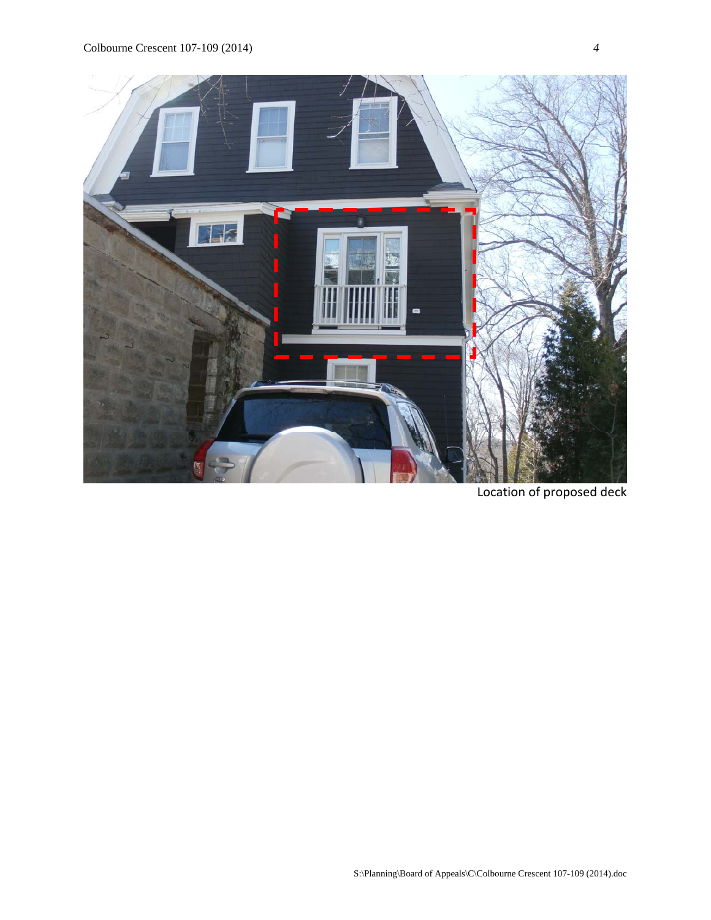Location of proposed deck